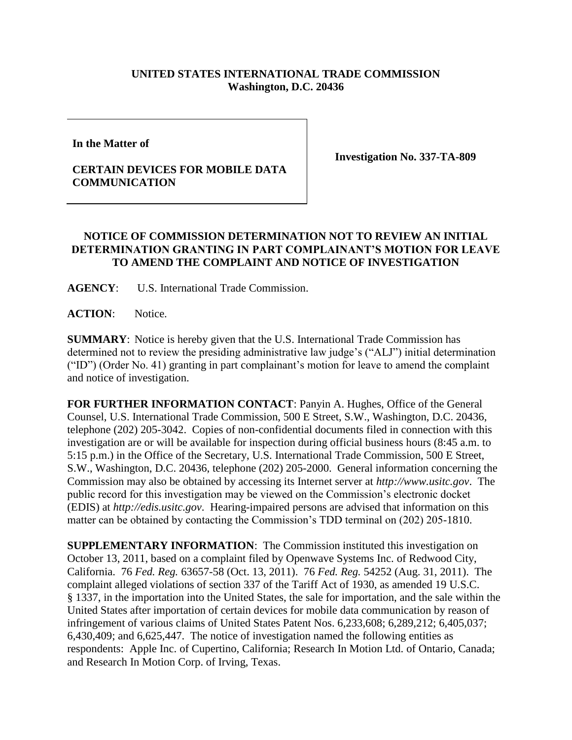**UNITED STATES INTERNATIONAL TRADE COMMISSION**
**Washington, D.C. 20436**

| | |
|---|---|
| **In the Matter of**<br><br>**CERTAIN DEVICES FOR MOBILE DATA COMMUNICATION** | **Investigation No. 337-TA-809** |

**NOTICE OF COMMISSION DETERMINATION NOT TO REVIEW AN INITIAL DETERMINATION GRANTING IN PART COMPLAINANT'S MOTION FOR LEAVE TO AMEND THE COMPLAINT AND NOTICE OF INVESTIGATION**

**AGENCY**: U.S. International Trade Commission.

**ACTION**: Notice.

**SUMMARY**: Notice is hereby given that the U.S. International Trade Commission has determined not to review the presiding administrative law judge's ("ALJ") initial determination ("ID") (Order No. 41) granting in part complainant's motion for leave to amend the complaint and notice of investigation.

**FOR FURTHER INFORMATION CONTACT**: Panyin A. Hughes, Office of the General Counsel, U.S. International Trade Commission, 500 E Street, S.W., Washington, D.C. 20436, telephone (202) 205-3042. Copies of non-confidential documents filed in connection with this investigation are or will be available for inspection during official business hours (8:45 a.m. to 5:15 p.m.) in the Office of the Secretary, U.S. International Trade Commission, 500 E Street, S.W., Washington, D.C. 20436, telephone (202) 205-2000. General information concerning the Commission may also be obtained by accessing its Internet server at *http://www.usitc.gov*. The public record for this investigation may be viewed on the Commission's electronic docket (EDIS) at *http://edis.usitc.gov*. Hearing-impaired persons are advised that information on this matter can be obtained by contacting the Commission's TDD terminal on (202) 205-1810.

**SUPPLEMENTARY INFORMATION**: The Commission instituted this investigation on October 13, 2011, based on a complaint filed by Openwave Systems Inc. of Redwood City, California. 76 *Fed. Reg.* 63657-58 (Oct. 13, 2011). 76 *Fed. Reg.* 54252 (Aug. 31, 2011). The complaint alleged violations of section 337 of the Tariff Act of 1930, as amended 19 U.S.C. § 1337, in the importation into the United States, the sale for importation, and the sale within the United States after importation of certain devices for mobile data communication by reason of infringement of various claims of United States Patent Nos. 6,233,608; 6,289,212; 6,405,037; 6,430,409; and 6,625,447. The notice of investigation named the following entities as respondents: Apple Inc. of Cupertino, California; Research In Motion Ltd. of Ontario, Canada; and Research In Motion Corp. of Irving, Texas.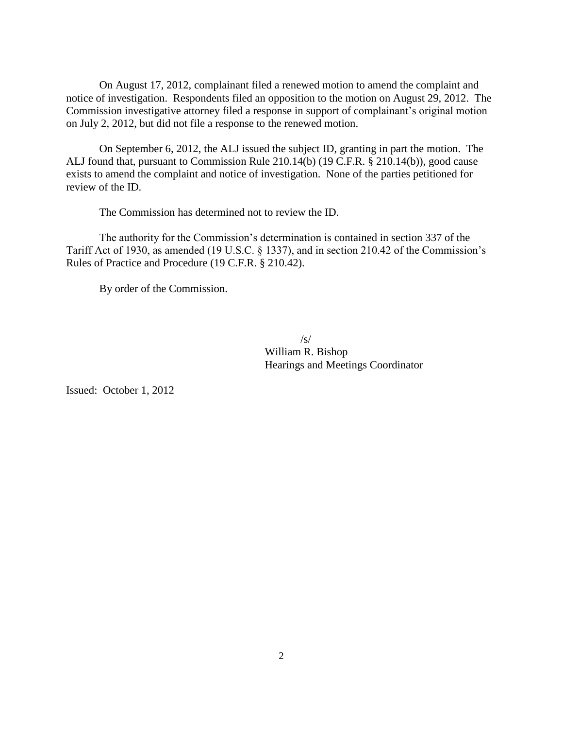On August 17, 2012, complainant filed a renewed motion to amend the complaint and notice of investigation. Respondents filed an opposition to the motion on August 29, 2012. The Commission investigative attorney filed a response in support of complainant's original motion on July 2, 2012, but did not file a response to the renewed motion.

On September 6, 2012, the ALJ issued the subject ID, granting in part the motion. The ALJ found that, pursuant to Commission Rule 210.14(b) (19 C.F.R. § 210.14(b)), good cause exists to amend the complaint and notice of investigation. None of the parties petitioned for review of the ID.

The Commission has determined not to review the ID.

The authority for the Commission's determination is contained in section 337 of the Tariff Act of 1930, as amended (19 U.S.C. § 1337), and in section 210.42 of the Commission's Rules of Practice and Procedure (19 C.F.R. § 210.42).

By order of the Commission.

/s/
William R. Bishop
Hearings and Meetings Coordinator

Issued: October 1, 2012